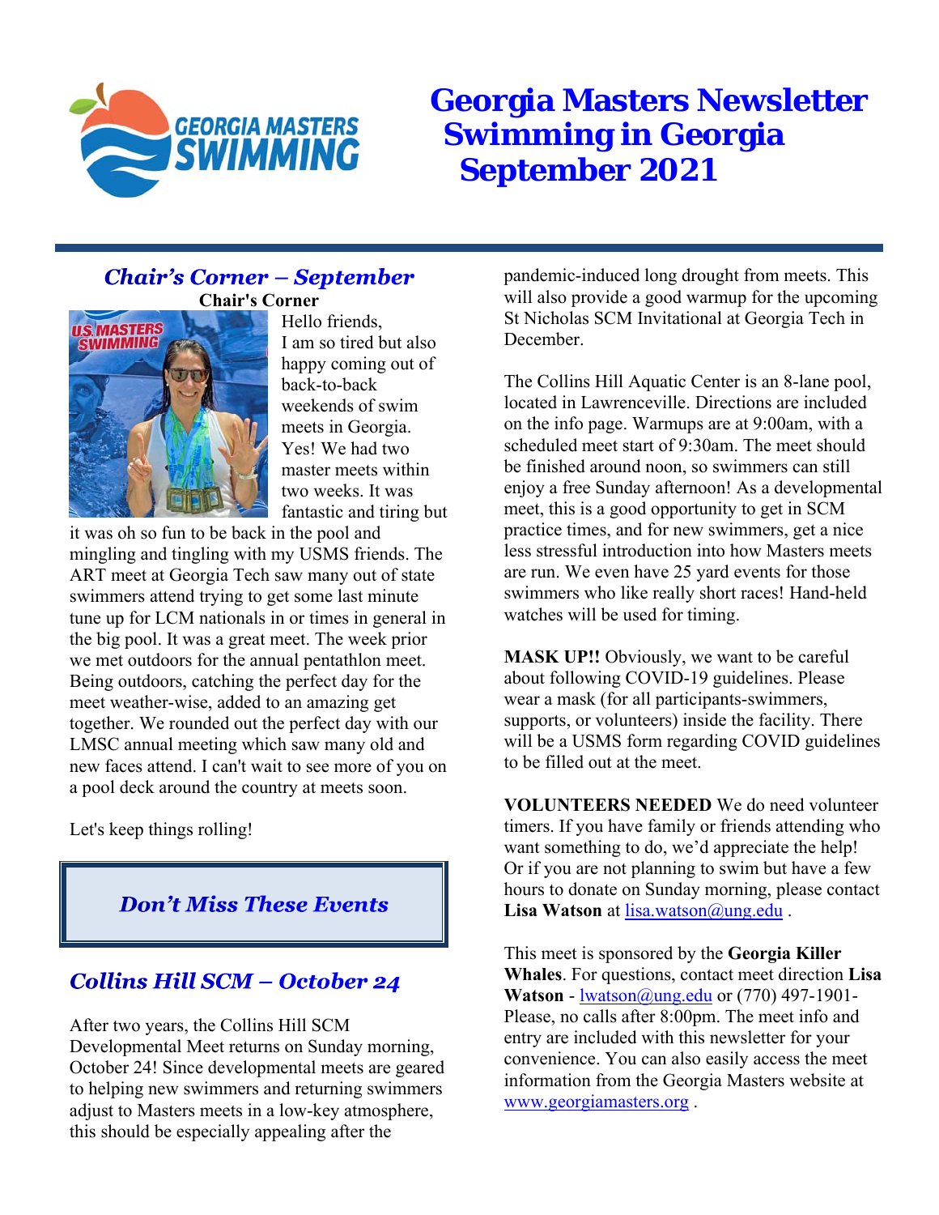# Georgia Masters Newsletter
# Swimming in Georgia
# September 2021

## *Chair's Corner – September*

**Chair's Corner**

Hello friends,
I am so tired but also happy coming out of back-to-back weekends of swim meets in Georgia. Yes! We had two master meets within two weeks. It was fantastic and tiring but it was oh so fun to be back in the pool and mingling and tingling with my USMS friends. The ART meet at Georgia Tech saw many out of state swimmers attend trying to get some last minute tune up for LCM nationals in or times in general in the big pool. It was a great meet. The week prior we met outdoors for the annual pentathlon meet. Being outdoors, catching the perfect day for the meet weather-wise, added to an amazing get together. We rounded out the perfect day with our LMSC annual meeting which saw many old and new faces attend. I can't wait to see more of you on a pool deck around the country at meets soon.

Let's keep things rolling!

## *Don't Miss These Events*

## *Collins Hill SCM – October 24*

After two years, the Collins Hill SCM Developmental Meet returns on Sunday morning, October 24! Since developmental meets are geared to helping new swimmers and returning swimmers adjust to Masters meets in a low-key atmosphere, this should be especially appealing after the pandemic-induced long drought from meets. This will also provide a good warmup for the upcoming St Nicholas SCM Invitational at Georgia Tech in December.

The Collins Hill Aquatic Center is an 8-lane pool, located in Lawrenceville. Directions are included on the info page. Warmups are at 9:00am, with a scheduled meet start of 9:30am. The meet should be finished around noon, so swimmers can still enjoy a free Sunday afternoon! As a developmental meet, this is a good opportunity to get in SCM practice times, and for new swimmers, get a nice less stressful introduction into how Masters meets are run. We even have 25 yard events for those swimmers who like really short races! Hand-held watches will be used for timing.

**MASK UP!!** Obviously, we want to be careful about following COVID-19 guidelines. Please wear a mask (for all participants-swimmers, supports, or volunteers) inside the facility. There will be a USMS form regarding COVID guidelines to be filled out at the meet.

**VOLUNTEERS NEEDED** We do need volunteer timers. If you have family or friends attending who want something to do, we'd appreciate the help! Or if you are not planning to swim but have a few hours to donate on Sunday morning, please contact **Lisa Watson** at lisa.watson@ung.edu .

This meet is sponsored by the **Georgia Killer Whales**. For questions, contact meet direction **Lisa Watson** - lwatson@ung.edu or (770) 497-1901- Please, no calls after 8:00pm. The meet info and entry are included with this newsletter for your convenience. You can also easily access the meet information from the Georgia Masters website at www.georgiamasters.org .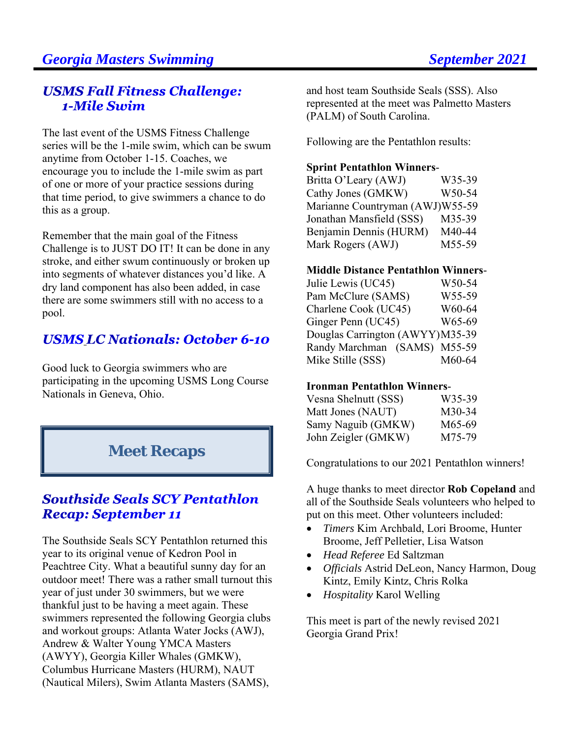## *USMS Fall Fitness Challenge: 1-Mile Swim*

The last event of the USMS Fitness Challenge series will be the 1-mile swim, which can be swum anytime from October 1-15. Coaches, we encourage you to include the 1-mile swim as part of one or more of your practice sessions during that time period, to give swimmers a chance to do this as a group.

Remember that the main goal of the Fitness Challenge is to JUST DO IT! It can be done in any stroke, and either swum continuously or broken up into segments of whatever distances you'd like. A dry land component has also been added, in case there are some swimmers still with no access to a pool.

## *USMS LC Nationals: October 6-10*

Good luck to Georgia swimmers who are participating in the upcoming USMS Long Course Nationals in Geneva, Ohio.

# Meet Recaps

## *Southside Seals SCY Pentathlon Recap: September 11*

The Southside Seals SCY Pentathlon returned this year to its original venue of Kedron Pool in Peachtree City. What a beautiful sunny day for an outdoor meet! There was a rather small turnout this year of just under 30 swimmers, but we were thankful just to be having a meet again. These swimmers represented the following Georgia clubs and workout groups: Atlanta Water Jocks (AWJ), Andrew & Walter Young YMCA Masters (AWYY), Georgia Killer Whales (GMKW), Columbus Hurricane Masters (HURM), NAUT (Nautical Milers), Swim Atlanta Masters (SAMS), and host team Southside Seals (SSS). Also represented at the meet was Palmetto Masters (PALM) of South Carolina.

Following are the Pentathlon results:

**Sprint Pentathlon Winners**-

| Name | Age Group |
|---|---|
| Britta O'Leary (AWJ) | W35-39 |
| Cathy Jones (GMKW) | W50-54 |
| Marianne Countryman (AWJ) | W55-59 |
| Jonathan Mansfield (SSS) | M35-39 |
| Benjamin Dennis (HURM) | M40-44 |
| Mark Rogers (AWJ) | M55-59 |

**Middle Distance Pentathlon Winners**-

| Name | Age Group |
|---|---|
| Julie Lewis (UC45) | W50-54 |
| Pam McClure (SAMS) | W55-59 |
| Charlene Cook (UC45) | W60-64 |
| Ginger Penn (UC45) | W65-69 |
| Douglas Carrington (AWYY) | M35-39 |
| Randy Marchman (SAMS) | M55-59 |
| Mike Stille (SSS) | M60-64 |

**Ironman Pentathlon Winners**-

| Name | Age Group |
|---|---|
| Vesna Shelnutt (SSS) | W35-39 |
| Matt Jones (NAUT) | M30-34 |
| Samy Naguib (GMKW) | M65-69 |
| John Zeigler (GMKW) | M75-79 |

Congratulations to our 2021 Pentathlon winners!

A huge thanks to meet director **Rob Copeland** and all of the Southside Seals volunteers who helped to put on this meet. Other volunteers included:

- *Timers* Kim Archbald, Lori Broome, Hunter Broome, Jeff Pelletier, Lisa Watson
- *Head Referee* Ed Saltzman
- *Officials* Astrid DeLeon, Nancy Harmon, Doug Kintz, Emily Kintz, Chris Rolka
- *Hospitality* Karol Welling

This meet is part of the newly revised 2021 Georgia Grand Prix!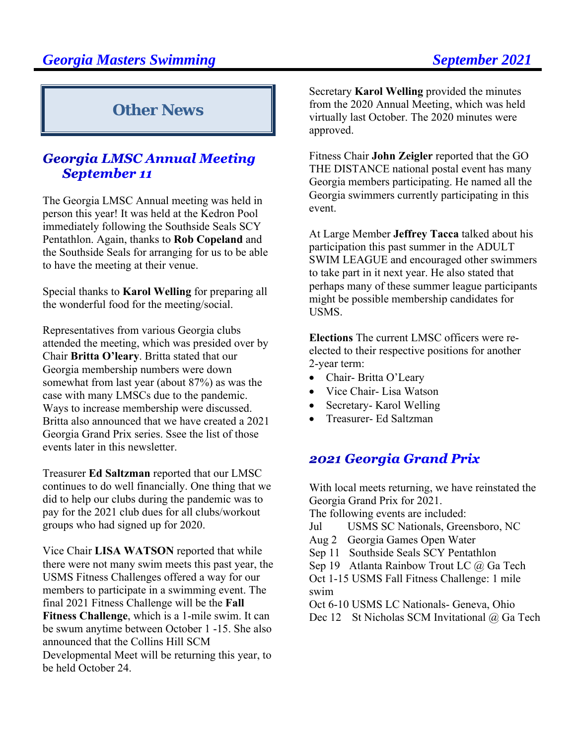# Other News

## *Georgia LMSC Annual Meeting September 11*

The Georgia LMSC Annual meeting was held in person this year! It was held at the Kedron Pool immediately following the Southside Seals SCY Pentathlon. Again, thanks to **Rob Copeland** and the Southside Seals for arranging for us to be able to have the meeting at their venue.

Special thanks to **Karol Welling** for preparing all the wonderful food for the meeting/social.

Representatives from various Georgia clubs attended the meeting, which was presided over by Chair **Britta O'leary**. Britta stated that our Georgia membership numbers were down somewhat from last year (about 87%) as was the case with many LMSCs due to the pandemic. Ways to increase membership were discussed. Britta also announced that we have created a 2021 Georgia Grand Prix series. Ssee the list of those events later in this newsletter.

Treasurer **Ed Saltzman** reported that our LMSC continues to do well financially. One thing that we did to help our clubs during the pandemic was to pay for the 2021 club dues for all clubs/workout groups who had signed up for 2020.

Vice Chair **LISA WATSON** reported that while there were not many swim meets this past year, the USMS Fitness Challenges offered a way for our members to participate in a swimming event. The final 2021 Fitness Challenge will be the **Fall Fitness Challenge**, which is a 1-mile swim. It can be swum anytime between October 1 -15. She also announced that the Collins Hill SCM Developmental Meet will be returning this year, to be held October 24.

Secretary **Karol Welling** provided the minutes from the 2020 Annual Meeting, which was held virtually last October. The 2020 minutes were approved.

Fitness Chair **John Zeigler** reported that the GO THE DISTANCE national postal event has many Georgia members participating. He named all the Georgia swimmers currently participating in this event.

At Large Member **Jeffrey Tacca** talked about his participation this past summer in the ADULT SWIM LEAGUE and encouraged other swimmers to take part in it next year. He also stated that perhaps many of these summer league participants might be possible membership candidates for USMS.

**Elections** The current LMSC officers were re-elected to their respective positions for another 2-year term:

- Chair- Britta O'Leary
- Vice Chair- Lisa Watson
- Secretary- Karol Welling
- Treasurer- Ed Saltzman

## *2021 Georgia Grand Prix*

With local meets returning, we have reinstated the Georgia Grand Prix for 2021.
The following events are included:

Jul USMS SC Nationals, Greensboro, NC
Aug 2 Georgia Games Open Water
Sep 11 Southside Seals SCY Pentathlon
Sep 19 Atlanta Rainbow Trout LC @ Ga Tech
Oct 1-15 USMS Fall Fitness Challenge: 1 mile swim
Oct 6-10 USMS LC Nationals- Geneva, Ohio
Dec 12 St Nicholas SCM Invitational @ Ga Tech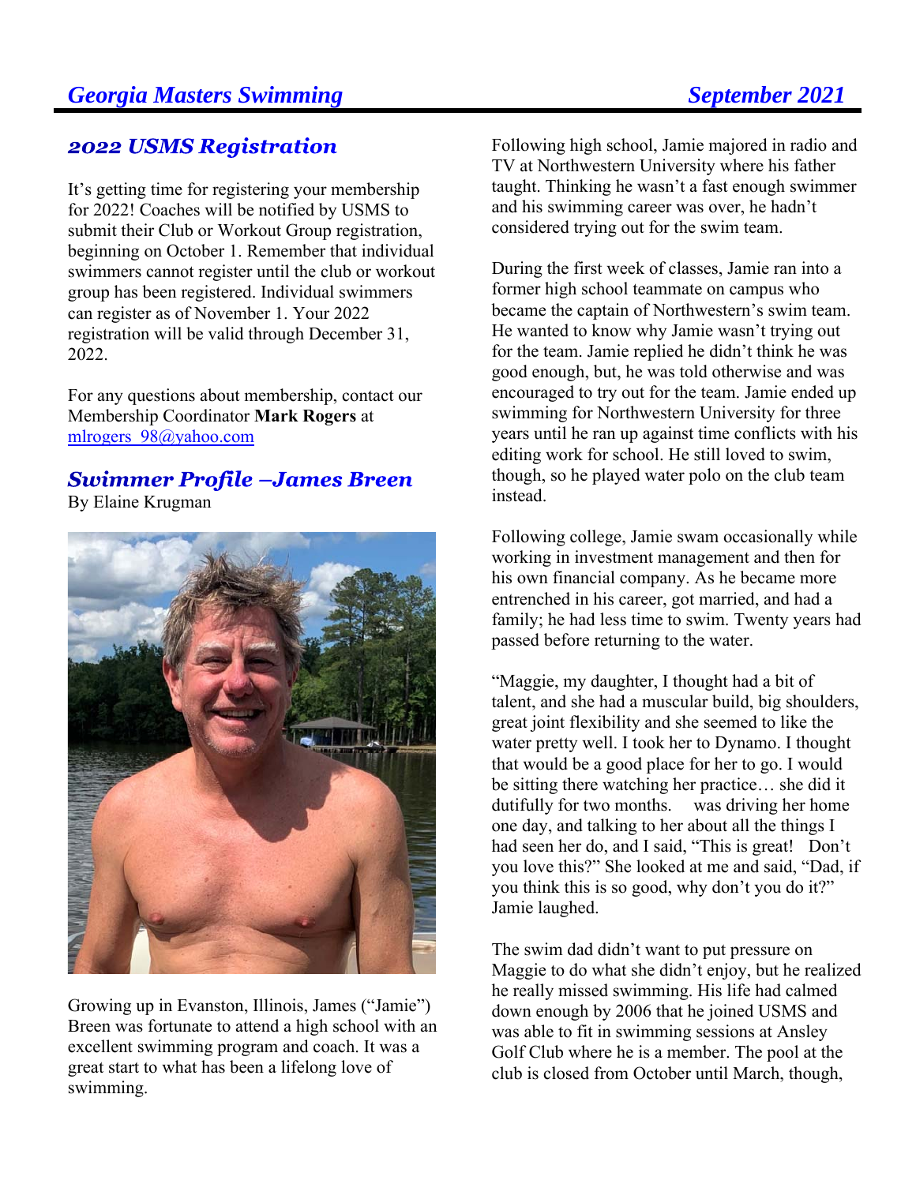## 2022 USMS Registration

It's getting time for registering your membership for 2022! Coaches will be notified by USMS to submit their Club or Workout Group registration, beginning on October 1. Remember that individual swimmers cannot register until the club or workout group has been registered. Individual swimmers can register as of November 1. Your 2022 registration will be valid through December 31, 2022.

For any questions about membership, contact our Membership Coordinator **Mark Rogers** at mlrogers_98@yahoo.com

## Swimmer Profile –James Breen

By Elaine Krugman

Growing up in Evanston, Illinois, James ("Jamie") Breen was fortunate to attend a high school with an excellent swimming program and coach. It was a great start to what has been a lifelong love of swimming.

Following high school, Jamie majored in radio and TV at Northwestern University where his father taught. Thinking he wasn't a fast enough swimmer and his swimming career was over, he hadn't considered trying out for the swim team.

During the first week of classes, Jamie ran into a former high school teammate on campus who became the captain of Northwestern's swim team. He wanted to know why Jamie wasn't trying out for the team. Jamie replied he didn't think he was good enough, but, he was told otherwise and was encouraged to try out for the team. Jamie ended up swimming for Northwestern University for three years until he ran up against time conflicts with his editing work for school. He still loved to swim, though, so he played water polo on the club team instead.

Following college, Jamie swam occasionally while working in investment management and then for his own financial company. As he became more entrenched in his career, got married, and had a family; he had less time to swim. Twenty years had passed before returning to the water.

"Maggie, my daughter, I thought had a bit of talent, and she had a muscular build, big shoulders, great joint flexibility and she seemed to like the water pretty well. I took her to Dynamo. I thought that would be a good place for her to go. I would be sitting there watching her practice… she did it dutifully for two months. was driving her home one day, and talking to her about all the things I had seen her do, and I said, "This is great! Don't you love this?" She looked at me and said, "Dad, if you think this is so good, why don't you do it?" Jamie laughed.

The swim dad didn't want to put pressure on Maggie to do what she didn't enjoy, but he realized he really missed swimming. His life had calmed down enough by 2006 that he joined USMS and was able to fit in swimming sessions at Ansley Golf Club where he is a member. The pool at the club is closed from October until March, though,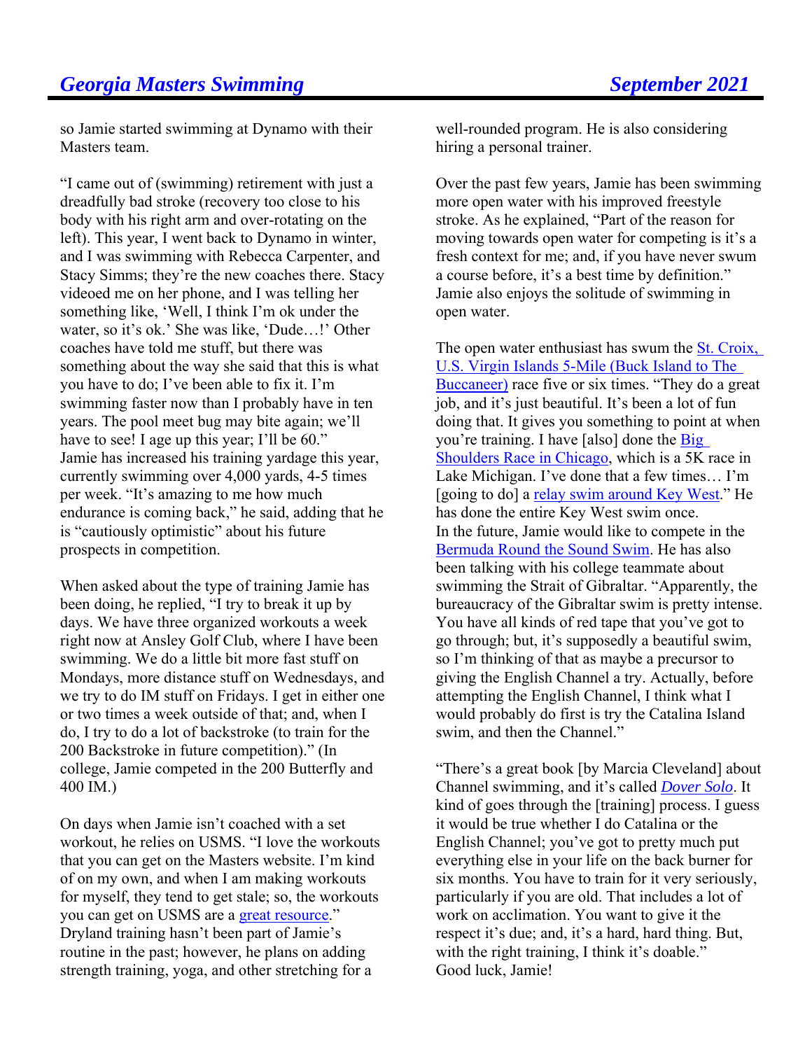so Jamie started swimming at Dynamo with their Masters team.

"I came out of (swimming) retirement with just a dreadfully bad stroke (recovery too close to his body with his right arm and over-rotating on the left). This year, I went back to Dynamo in winter, and I was swimming with Rebecca Carpenter, and Stacy Simms; they're the new coaches there. Stacy videoed me on her phone, and I was telling her something like, 'Well, I think I'm ok under the water, so it's ok.' She was like, 'Dude…!' Other coaches have told me stuff, but there was something about the way she said that this is what you have to do; I've been able to fix it. I'm swimming faster now than I probably have in ten years. The pool meet bug may bite again; we'll have to see! I age up this year; I'll be 60." Jamie has increased his training yardage this year, currently swimming over 4,000 yards, 4-5 times per week. "It's amazing to me how much endurance is coming back," he said, adding that he is "cautiously optimistic" about his future prospects in competition.

When asked about the type of training Jamie has been doing, he replied, "I try to break it up by days. We have three organized workouts a week right now at Ansley Golf Club, where I have been swimming. We do a little bit more fast stuff on Mondays, more distance stuff on Wednesdays, and we try to do IM stuff on Fridays. I get in either one or two times a week outside of that; and, when I do, I try to do a lot of backstroke (to train for the 200 Backstroke in future competition)." (In college, Jamie competed in the 200 Butterfly and 400 IM.)

On days when Jamie isn't coached with a set workout, he relies on USMS. "I love the workouts that you can get on the Masters website. I'm kind of on my own, and when I am making workouts for myself, they tend to get stale; so, the workouts you can get on USMS are a great resource." Dryland training hasn't been part of Jamie's routine in the past; however, he plans on adding strength training, yoga, and other stretching for a well-rounded program. He is also considering hiring a personal trainer.

Over the past few years, Jamie has been swimming more open water with his improved freestyle stroke. As he explained, "Part of the reason for moving towards open water for competing is it's a fresh context for me; and, if you have never swum a course before, it's a best time by definition." Jamie also enjoys the solitude of swimming in open water.

The open water enthusiast has swum the St. Croix, U.S. Virgin Islands 5-Mile (Buck Island to The Buccaneer) race five or six times. "They do a great job, and it's just beautiful. It's been a lot of fun doing that. It gives you something to point at when you're training. I have [also] done the Big Shoulders Race in Chicago, which is a 5K race in Lake Michigan. I've done that a few times… I'm [going to do] a relay swim around Key West." He has done the entire Key West swim once.
In the future, Jamie would like to compete in the Bermuda Round the Sound Swim. He has also been talking with his college teammate about swimming the Strait of Gibraltar. "Apparently, the bureaucracy of the Gibraltar swim is pretty intense. You have all kinds of red tape that you've got to go through; but, it's supposedly a beautiful swim, so I'm thinking of that as maybe a precursor to giving the English Channel a try. Actually, before attempting the English Channel, I think what I would probably do first is try the Catalina Island swim, and then the Channel."

"There's a great book [by Marcia Cleveland] about Channel swimming, and it's called *Dover Solo*. It kind of goes through the [training] process. I guess it would be true whether I do Catalina or the English Channel; you've got to pretty much put everything else in your life on the back burner for six months. You have to train for it very seriously, particularly if you are old. That includes a lot of work on acclimation. You want to give it the respect it's due; and, it's a hard, hard thing. But, with the right training, I think it's doable."
Good luck, Jamie!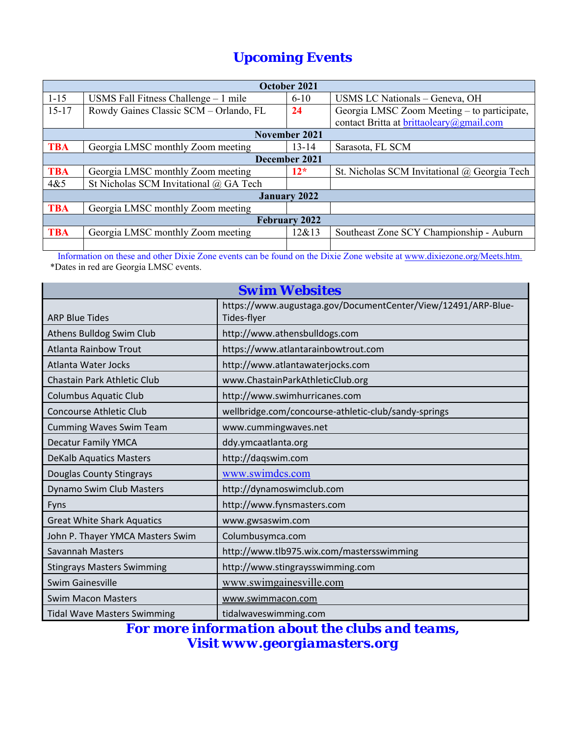# Upcoming Events

| October 2021 | | | |
|---|---|---|---|
| 1-15 | USMS Fall Fitness Challenge – 1 mile | 6-10 | USMS LC Nationals – Geneva, OH |
| 15-17 | Rowdy Gaines Classic SCM – Orlando, FL | **24** | Georgia LMSC Zoom Meeting – to participate, contact Britta at brittaoleary@gmail.com |
| **November 2021** | | | |
| **TBA** | Georgia LMSC monthly Zoom meeting | 13-14 | Sarasota, FL SCM |
| **December 2021** | | | |
| **TBA** | Georgia LMSC monthly Zoom meeting | **12*** | St. Nicholas SCM Invitational @ Georgia Tech |
| 4&5 | St Nicholas SCM Invitational @ GA Tech | | |
| **January 2022** | | | |
| **TBA** | Georgia LMSC monthly Zoom meeting | | |
| **February 2022** | | | |
| **TBA** | Georgia LMSC monthly Zoom meeting | 12&13 | Southeast Zone SCY Championship - Auburn |
| | | | |

Information on these and other Dixie Zone events can be found on the Dixie Zone website at www.dixiezone.org/Meets.htm.

*Dates in red are Georgia LMSC events.

| Swim Websites | |
|---|---|
| ARP Blue Tides | https://www.augustaga.gov/DocumentCenter/View/12491/ARP-Blue-Tides-flyer |
| Athens Bulldog Swim Club | http://www.athensbulldogs.com |
| Atlanta Rainbow Trout | https://www.atlantarainbowtrout.com |
| Atlanta Water Jocks | http://www.atlantawaterjocks.com |
| Chastain Park Athletic Club | www.ChastainParkAthleticClub.org |
| Columbus Aquatic Club | http://www.swimhurricanes.com |
| Concourse Athletic Club | wellbridge.com/concourse-athletic-club/sandy-springs |
| Cumming Waves Swim Team | www.cummingwaves.net |
| Decatur Family YMCA | ddy.ymcaatlanta.org |
| DeKalb Aquatics Masters | http://daqswim.com |
| Douglas County Stingrays | www.swimdcs.com |
| Dynamo Swim Club Masters | http://dynamoswimclub.com |
| Fyns | http://www.fynsmasters.com |
| Great White Shark Aquatics | www.gwsaswim.com |
| John P. Thayer YMCA Masters Swim | Columbusymca.com |
| Savannah Masters | http://www.tlb975.wix.com/mastersswimming |
| Stingrays Masters Swimming | http://www.stingraysswimming.com |
| Swim Gainesville | www.swimgainesville.com |
| Swim Macon Masters | www.swimmacon.com |
| Tidal Wave Masters Swimming | tidalwaveswimming.com |

**For more information about the clubs and teams, Visit www.georgiamasters.org**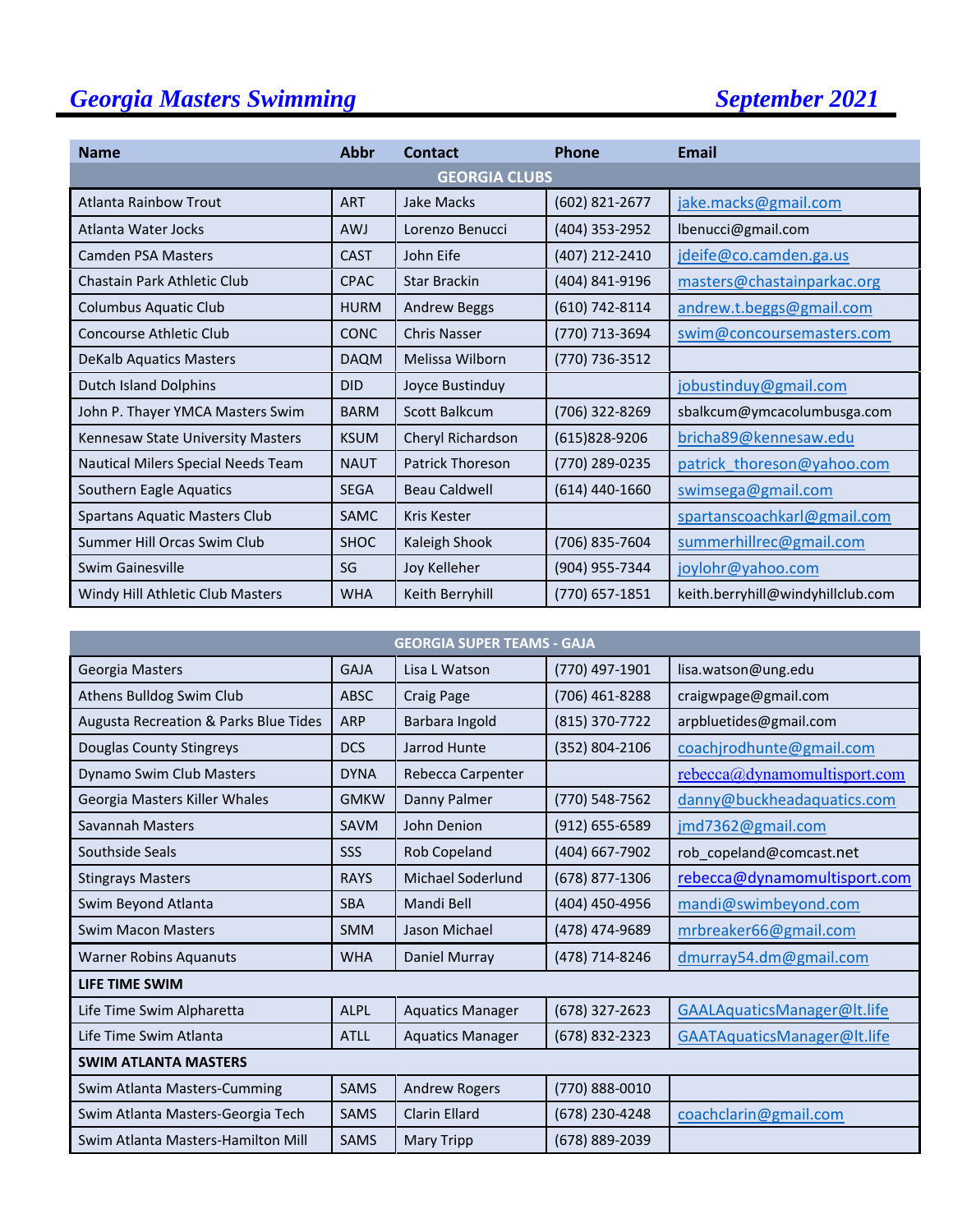# *Georgia Masters Swimming* *September 2021*

| Name | Abbr | Contact | Phone | Email |
|---|---|---|---|---|
| **GEORGIA CLUBS** | | | | |
| Atlanta Rainbow Trout | ART | Jake Macks | (602) 821-2677 | jake.macks@gmail.com |
| Atlanta Water Jocks | AWJ | Lorenzo Benucci | (404) 353-2952 | lbenucci@gmail.com |
| Camden PSA Masters | CAST | John Eife | (407) 212-2410 | jdeife@co.camden.ga.us |
| Chastain Park Athletic Club | CPAC | Star Brackin | (404) 841-9196 | masters@chastainparkac.org |
| Columbus Aquatic Club | HURM | Andrew Beggs | (610) 742-8114 | andrew.t.beggs@gmail.com |
| Concourse Athletic Club | CONC | Chris Nasser | (770) 713-3694 | swim@concoursemasters.com |
| DeKalb Aquatics Masters | DAQM | Melissa Wilborn | (770) 736-3512 | |
| Dutch Island Dolphins | DID | Joyce Bustinduy | | jobustinduy@gmail.com |
| John P. Thayer YMCA Masters Swim | BARM | Scott Balkcum | (706) 322-8269 | sbalkcum@ymcacolumbusga.com |
| Kennesaw State University Masters | KSUM | Cheryl Richardson | (615)828-9206 | bricha89@kennesaw.edu |
| Nautical Milers Special Needs Team | NAUT | Patrick Thoreson | (770) 289-0235 | patrick_thoreson@yahoo.com |
| Southern Eagle Aquatics | SEGA | Beau Caldwell | (614) 440-1660 | swimsega@gmail.com |
| Spartans Aquatic Masters Club | SAMC | Kris Kester | | spartanscoachkarl@gmail.com |
| Summer Hill Orcas Swim Club | SHOC | Kaleigh Shook | (706) 835-7604 | summerhillrec@gmail.com |
| Swim Gainesville | SG | Joy Kelleher | (904) 955-7344 | joylohr@yahoo.com |
| Windy Hill Athletic Club Masters | WHA | Keith Berryhill | (770) 657-1851 | keith.berryhill@windyhillclub.com |

| Name | Abbr | Contact | Phone | Email |
|---|---|---|---|---|
| **GEORGIA SUPER TEAMS - GAJA** | | | | |
| Georgia Masters | GAJA | Lisa L Watson | (770) 497-1901 | lisa.watson@ung.edu |
| Athens Bulldog Swim Club | ABSC | Craig Page | (706) 461-8288 | craigwpage@gmail.com |
| Augusta Recreation & Parks Blue Tides | ARP | Barbara Ingold | (815) 370-7722 | arpbluetides@gmail.com |
| Douglas County Stingreys | DCS | Jarrod Hunte | (352) 804-2106 | coachjrodhunte@gmail.com |
| Dynamo Swim Club Masters | DYNA | Rebecca Carpenter | | rebecca@dynamomultisport.com |
| Georgia Masters Killer Whales | GMKW | Danny Palmer | (770) 548-7562 | danny@buckheadaquatics.com |
| Savannah Masters | SAVM | John Denion | (912) 655-6589 | jmd7362@gmail.com |
| Southside Seals | SSS | Rob Copeland | (404) 667-7902 | rob_copeland@comcast.net |
| Stingrays Masters | RAYS | Michael Soderlund | (678) 877-1306 | rebecca@dynamomultisport.com |
| Swim Beyond Atlanta | SBA | Mandi Bell | (404) 450-4956 | mandi@swimbeyond.com |
| Swim Macon Masters | SMM | Jason Michael | (478) 474-9689 | mrbreaker66@gmail.com |
| Warner Robins Aquanuts | WHA | Daniel Murray | (478) 714-8246 | dmurray54.dm@gmail.com |
| **LIFE TIME SWIM** | | | | |
| Life Time Swim Alpharetta | ALPL | Aquatics Manager | (678) 327-2623 | GAALAquaticsManager@lt.life |
| Life Time Swim Atlanta | ATLL | Aquatics Manager | (678) 832-2323 | GAATAquaticsManager@lt.life |
| **SWIM ATLANTA MASTERS** | | | | |
| Swim Atlanta Masters-Cumming | SAMS | Andrew Rogers | (770) 888-0010 | |
| Swim Atlanta Masters-Georgia Tech | SAMS | Clarin Ellard | (678) 230-4248 | coachclarin@gmail.com |
| Swim Atlanta Masters-Hamilton Mill | SAMS | Mary Tripp | (678) 889-2039 | |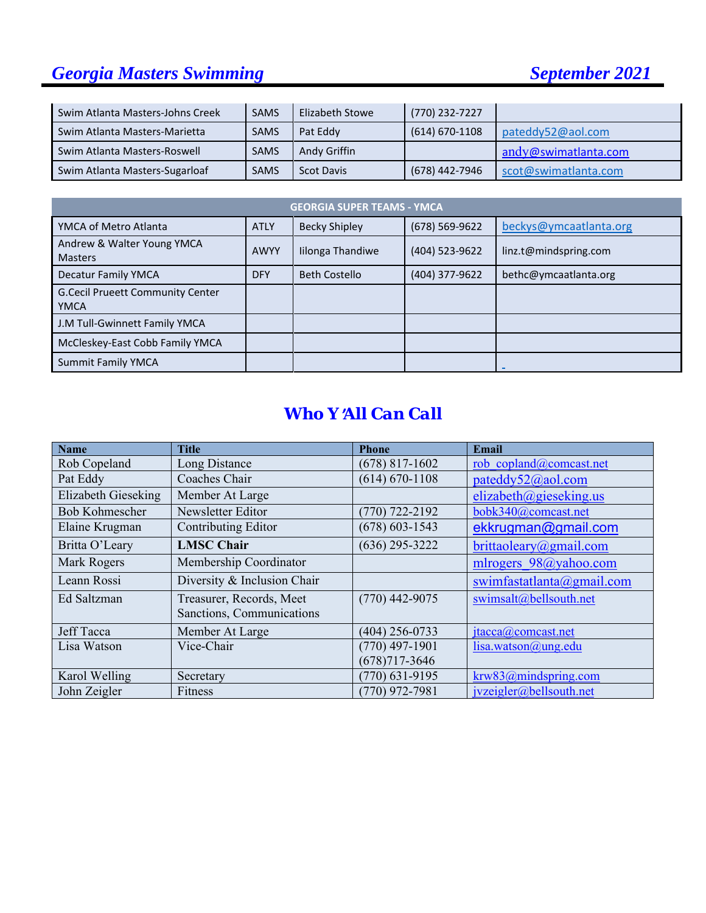| Swim Atlanta Masters-Johns Creek | SAMS | Elizabeth Stowe | (770) 232-7227 | |
|---|---|---|---|---|
| Swim Atlanta Masters-Marietta | SAMS | Pat Eddy | (614) 670-1108 | pateddy52@aol.com |
| Swim Atlanta Masters-Roswell | SAMS | Andy Griffin | | andy@swimatlanta.com |
| Swim Atlanta Masters-Sugarloaf | SAMS | Scot Davis | (678) 442-7946 | scot@swimatlanta.com |

| GEORGIA SUPER TEAMS - YMCA | | | | |
|---|---|---|---|---|
| YMCA of Metro Atlanta | ATLY | Becky Shipley | (678) 569-9622 | beckys@ymcaatlanta.org |
| Andrew & Walter Young YMCA Masters | AWYY | Iilonga Thandiwe | (404) 523-9622 | linz.t@mindspring.com |
| Decatur Family YMCA | DFY | Beth Costello | (404) 377-9622 | bethc@ymcaatlanta.org |
| G.Cecil Pruett Community Center YMCA | | | | |
| J.M Tull-Gwinnett Family YMCA | | | | |
| McCleskey-East Cobb Family YMCA | | | | |
| Summit Family YMCA | | | | |

## Who Y'All Can Call

| Name | Title | Phone | Email |
|---|---|---|---|
| Rob Copeland | Long Distance | (678) 817-1602 | rob_copland@comcast.net |
| Pat Eddy | Coaches Chair | (614) 670-1108 | pateddy52@aol.com |
| Elizabeth Gieseking | Member At Large | | elizabeth@gieseking.us |
| Bob Kohmescher | Newsletter Editor | (770) 722-2192 | bobk340@comcast.net |
| Elaine Krugman | Contributing Editor | (678) 603-1543 | ekkrugman@gmail.com |
| Britta O'Leary | **LMSC Chair** | (636) 295-3222 | brittaoleary@gmail.com |
| Mark Rogers | Membership Coordinator | | mlrogers_98@yahoo.com |
| Leann Rossi | Diversity & Inclusion Chair | | swimfastatlanta@gmail.com |
| Ed Saltzman | Treasurer, Records, Meet Sanctions, Communications | (770) 442-9075 | swimsalt@bellsouth.net |
| Jeff Tacca | Member At Large | (404) 256-0733 | jtacca@comcast.net |
| Lisa Watson | Vice-Chair | (770) 497-1901 (678)717-3646 | lisa.watson@ung.edu |
| Karol Welling | Secretary | (770) 631-9195 | krw83@mindspring.com |
| John Zeigler | Fitness | (770) 972-7981 | jvzeigler@bellsouth.net |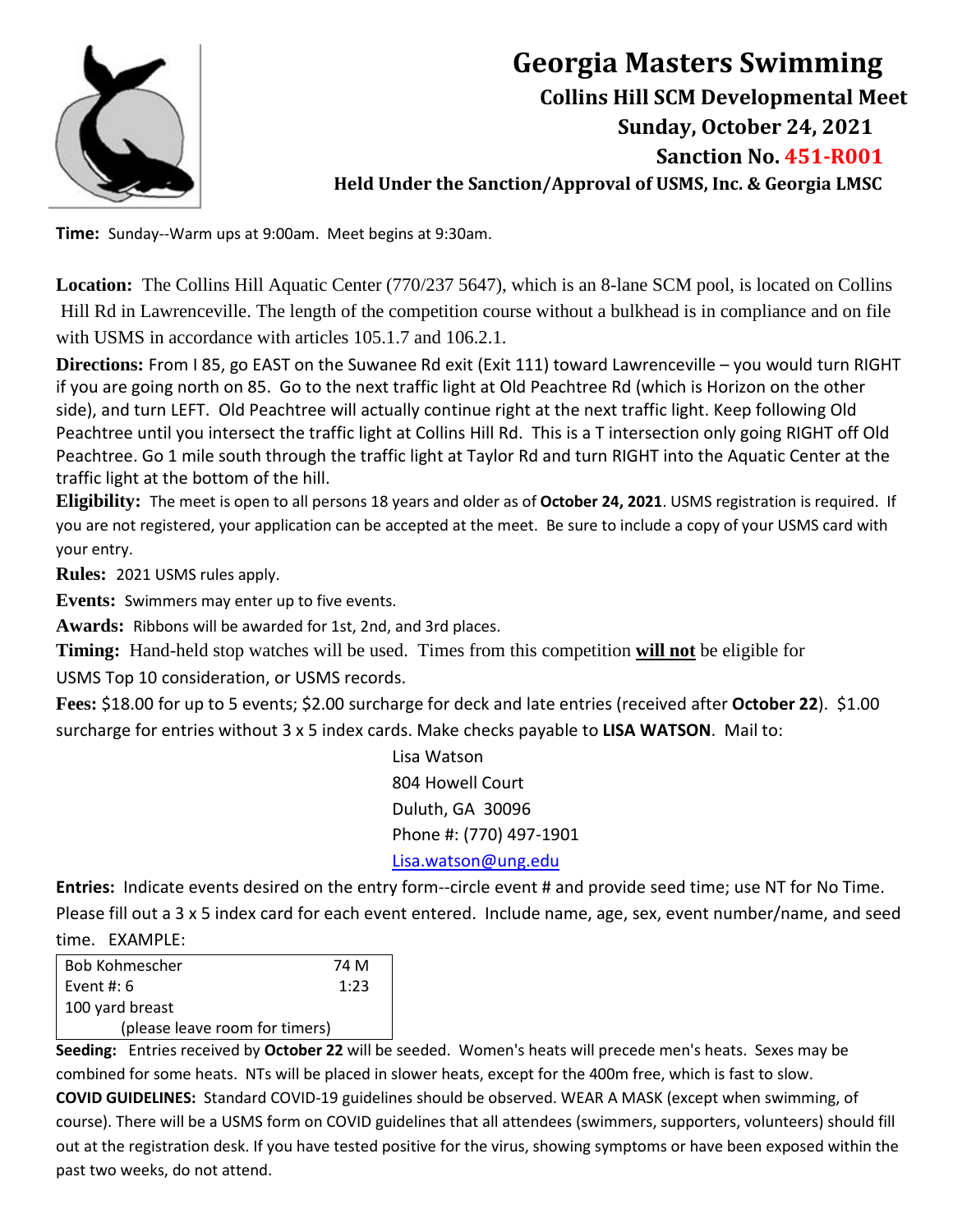# Georgia Masters Swimming

### Collins Hill SCM Developmental Meet

### Sunday, October 24, 2021

### Sanction No. 451-R001

**Held Under the Sanction/Approval of USMS, Inc. & Georgia LMSC**

**Time:** Sunday--Warm ups at 9:00am. Meet begins at 9:30am.

**Location:** The Collins Hill Aquatic Center (770/237 5647), which is an 8-lane SCM pool, is located on Collins Hill Rd in Lawrenceville. The length of the competition course without a bulkhead is in compliance and on file with USMS in accordance with articles 105.1.7 and 106.2.1.

**Directions:** From I 85, go EAST on the Suwanee Rd exit (Exit 111) toward Lawrenceville – you would turn RIGHT if you are going north on 85. Go to the next traffic light at Old Peachtree Rd (which is Horizon on the other side), and turn LEFT. Old Peachtree will actually continue right at the next traffic light. Keep following Old Peachtree until you intersect the traffic light at Collins Hill Rd. This is a T intersection only going RIGHT off Old Peachtree. Go 1 mile south through the traffic light at Taylor Rd and turn RIGHT into the Aquatic Center at the traffic light at the bottom of the hill.

**Eligibility:** The meet is open to all persons 18 years and older as of **October 24, 2021**. USMS registration is required. If you are not registered, your application can be accepted at the meet. Be sure to include a copy of your USMS card with your entry.

**Rules:** 2021 USMS rules apply.

**Events:** Swimmers may enter up to five events.

**Awards:** Ribbons will be awarded for 1st, 2nd, and 3rd places.

**Timing:** Hand-held stop watches will be used. Times from this competition **will not** be eligible for USMS Top 10 consideration, or USMS records.

**Fees:** $18.00 for up to 5 events; $2.00 surcharge for deck and late entries (received after **October 22**). $1.00 surcharge for entries without 3 x 5 index cards. Make checks payable to **LISA WATSON**. Mail to:

Lisa Watson
804 Howell Court
Duluth, GA 30096
Phone #: (770) 497-1901
Lisa.watson@ung.edu

**Entries:** Indicate events desired on the entry form--circle event # and provide seed time; use NT for No Time. Please fill out a 3 x 5 index card for each event entered. Include name, age, sex, event number/name, and seed time. EXAMPLE:

| Bob Kohmescher | 74 M |
|---|---|
| Event #: 6 | 1:23 |
| 100 yard breast | |
| (please leave room for timers) | |

**Seeding:** Entries received by **October 22** will be seeded. Women's heats will precede men's heats. Sexes may be combined for some heats. NTs will be placed in slower heats, except for the 400m free, which is fast to slow.

**COVID GUIDELINES:** Standard COVID-19 guidelines should be observed. WEAR A MASK (except when swimming, of course). There will be a USMS form on COVID guidelines that all attendees (swimmers, supporters, volunteers) should fill out at the registration desk. If you have tested positive for the virus, showing symptoms or have been exposed within the past two weeks, do not attend.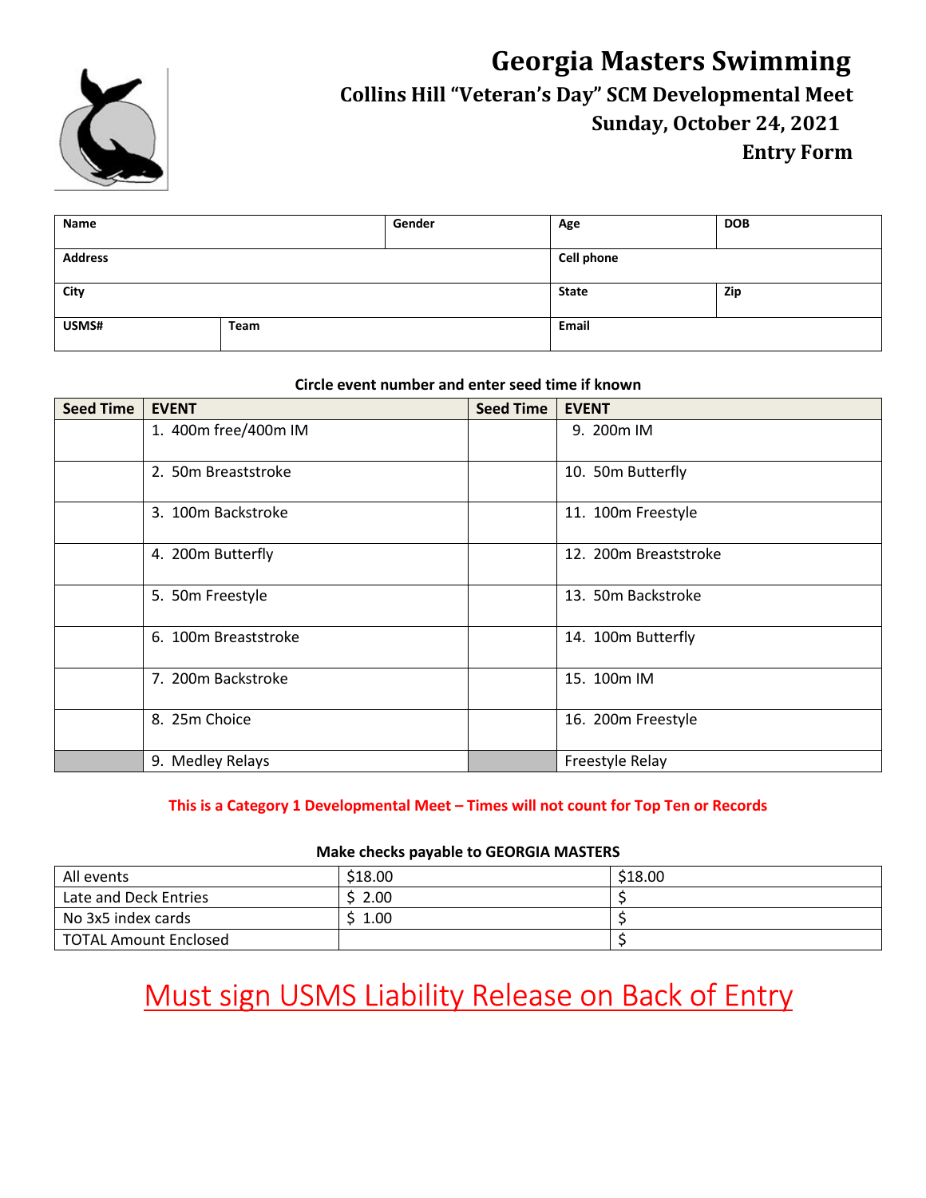# Georgia Masters Swimming

## Collins Hill "Veteran's Day" SCM Developmental Meet

### Sunday, October 24, 2021

### Entry Form

| Name | | Gender | Age | DOB |
|---|---|---|---|---|
| Address | | | Cell phone | |
| City | | | State | Zip |
| USMS# | Team | | Email | |

**Circle event number and enter seed time if known**

| Seed Time | EVENT | Seed Time | EVENT |
|---|---|---|---|
| | 1. 400m free/400m IM | | 9. 200m IM |
| | 2. 50m Breaststroke | | 10. 50m Butterfly |
| | 3. 100m Backstroke | | 11. 100m Freestyle |
| | 4. 200m Butterfly | | 12. 200m Breaststroke |
| | 5. 50m Freestyle | | 13. 50m Backstroke |
| | 6. 100m Breaststroke | | 14. 100m Butterfly |
| | 7. 200m Backstroke | | 15. 100m IM |
| | 8. 25m Choice | | 16. 200m Freestyle |
| | 9. Medley Relays | | Freestyle Relay |

**This is a Category 1 Developmental Meet – Times will not count for Top Ten or Records**

**Make checks payable to GEORGIA MASTERS**

| | | |
|---|---|---|
| All events | $18.00 | $18.00 |
| Late and Deck Entries | $ 2.00 | $ |
| No 3x5 index cards | $ 1.00 | $ |
| TOTAL Amount Enclosed | | $ |

# Must sign USMS Liability Release on Back of Entry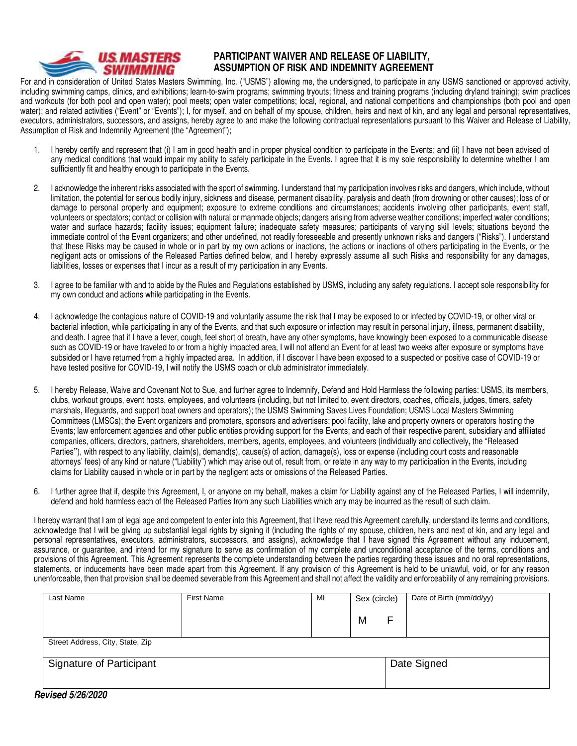# PARTICIPANT WAIVER AND RELEASE OF LIABILITY, ASSUMPTION OF RISK AND INDEMNITY AGREEMENT

For and in consideration of United States Masters Swimming, Inc. ("USMS") allowing me, the undersigned, to participate in any USMS sanctioned or approved activity, including swimming camps, clinics, and exhibitions; learn-to-swim programs; swimming tryouts; fitness and training programs (including dryland training); swim practices and workouts (for both pool and open water); pool meets; open water competitions; local, regional, and national competitions and championships (both pool and open water); and related activities ("Event" or "Events"); I, for myself, and on behalf of my spouse, children, heirs and next of kin, and any legal and personal representatives, executors, administrators, successors, and assigns, hereby agree to and make the following contractual representations pursuant to this Waiver and Release of Liability, Assumption of Risk and Indemnity Agreement (the "Agreement");

1. I hereby certify and represent that (i) I am in good health and in proper physical condition to participate in the Events; and (ii) I have not been advised of any medical conditions that would impair my ability to safely participate in the Events**.** I agree that it is my sole responsibility to determine whether I am sufficiently fit and healthy enough to participate in the Events.

2. I acknowledge the inherent risks associated with the sport of swimming. I understand that my participation involves risks and dangers, which include, without limitation, the potential for serious bodily injury, sickness and disease, permanent disability, paralysis and death (from drowning or other causes); loss of or damage to personal property and equipment; exposure to extreme conditions and circumstances; accidents involving other participants, event staff, volunteers or spectators; contact or collision with natural or manmade objects; dangers arising from adverse weather conditions; imperfect water conditions; water and surface hazards; facility issues; equipment failure; inadequate safety measures; participants of varying skill levels; situations beyond the immediate control of the Event organizers; and other undefined, not readily foreseeable and presently unknown risks and dangers ("Risks"). I understand that these Risks may be caused in whole or in part by my own actions or inactions, the actions or inactions of others participating in the Events, or the negligent acts or omissions of the Released Parties defined below, and I hereby expressly assume all such Risks and responsibility for any damages, liabilities, losses or expenses that I incur as a result of my participation in any Events.

3. I agree to be familiar with and to abide by the Rules and Regulations established by USMS, including any safety regulations. I accept sole responsibility for my own conduct and actions while participating in the Events.

4. I acknowledge the contagious nature of COVID-19 and voluntarily assume the risk that I may be exposed to or infected by COVID-19, or other viral or bacterial infection, while participating in any of the Events, and that such exposure or infection may result in personal injury, illness, permanent disability, and death. I agree that if I have a fever, cough, feel short of breath, have any other symptoms, have knowingly been exposed to a communicable disease such as COVID-19 or have traveled to or from a highly impacted area, I will not attend an Event for at least two weeks after exposure or symptoms have subsided or I have returned from a highly impacted area. In addition, if I discover I have been exposed to a suspected or positive case of COVID-19 or have tested positive for COVID-19, I will notify the USMS coach or club administrator immediately.

5. I hereby Release, Waive and Covenant Not to Sue, and further agree to Indemnify, Defend and Hold Harmless the following parties: USMS, its members, clubs, workout groups, event hosts, employees, and volunteers (including, but not limited to, event directors, coaches, officials, judges, timers, safety marshals, lifeguards, and support boat owners and operators); the USMS Swimming Saves Lives Foundation; USMS Local Masters Swimming Committees (LMSCs); the Event organizers and promoters, sponsors and advertisers; pool facility, lake and property owners or operators hosting the Events; law enforcement agencies and other public entities providing support for the Events; and each of their respective parent, subsidiary and affiliated companies, officers, directors, partners, shareholders, members, agents, employees, and volunteers (individually and collectively**,** the "Released Parties**"**), with respect to any liability, claim(s), demand(s), cause(s) of action, damage(s), loss or expense (including court costs and reasonable attorneys' fees) of any kind or nature ("Liability") which may arise out of, result from, or relate in any way to my participation in the Events, including claims for Liability caused in whole or in part by the negligent acts or omissions of the Released Parties.

6. I further agree that if, despite this Agreement, I, or anyone on my behalf, makes a claim for Liability against any of the Released Parties, I will indemnify, defend and hold harmless each of the Released Parties from any such Liabilities which any may be incurred as the result of such claim.

I hereby warrant that I am of legal age and competent to enter into this Agreement, that I have read this Agreement carefully, understand its terms and conditions, acknowledge that I will be giving up substantial legal rights by signing it (including the rights of my spouse, children, heirs and next of kin, and any legal and personal representatives, executors, administrators, successors, and assigns), acknowledge that I have signed this Agreement without any inducement, assurance, or guarantee, and intend for my signature to serve as confirmation of my complete and unconditional acceptance of the terms, conditions and provisions of this Agreement. This Agreement represents the complete understanding between the parties regarding these issues and no oral representations, statements, or inducements have been made apart from this Agreement. If any provision of this Agreement is held to be unlawful, void, or for any reason unenforceable, then that provision shall be deemed severable from this Agreement and shall not affect the validity and enforceability of any remaining provisions.

| Last Name | First Name | MI | Sex (circle) | Date of Birth (mm/dd/yy) |
|---|---|---|---|---|
| | | | M F | |
| Street Address, City, State, Zip | | | | |
| Signature of Participant | | | Date Signed | |

***Revised 5/26/2020***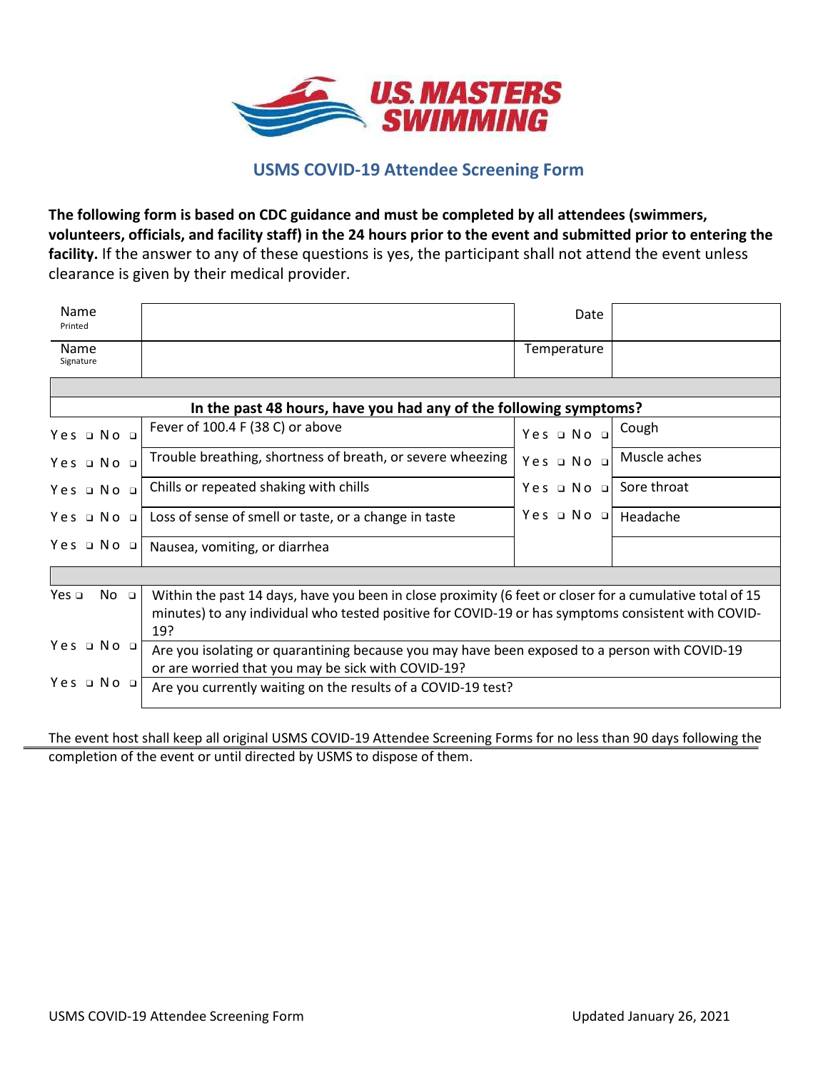## USMS COVID-19 Attendee Screening Form

**The following form is based on CDC guidance and must be completed by all attendees (swimmers, volunteers, officials, and facility staff) in the 24 hours prior to the event and submitted prior to entering the facility.** If the answer to any of these questions is yes, the participant shall not attend the event unless clearance is given by their medical provider.

| | | | |
|---|---|---|---|
| Name Printed | | Date | |
| Name Signature | | Temperature | |

**In the past 48 hours, have you had any of the following symptoms?**

| | | | |
|---|---|---|---|
| Yes ❑ No ❑ | Fever of 100.4 F (38 C) or above | Yes ❑ No ❑ | Cough |
| Yes ❑ No ❑ | Trouble breathing, shortness of breath, or severe wheezing | Yes ❑ No ❑ | Muscle aches |
| Yes ❑ No ❑ | Chills or repeated shaking with chills | Yes ❑ No ❑ | Sore throat |
| Yes ❑ No ❑ | Loss of sense of smell or taste, or a change in taste | Yes ❑ No ❑ | Headache |
| Yes ❑ No ❑ | Nausea, vomiting, or diarrhea | | |

| | |
|---|---|
| Yes ❑ No ❑ | Within the past 14 days, have you been in close proximity (6 feet or closer for a cumulative total of 15 minutes) to any individual who tested positive for COVID-19 or has symptoms consistent with COVID-19? |
| Yes ❑ No ❑ | Are you isolating or quarantining because you may have been exposed to a person with COVID-19 or are worried that you may be sick with COVID-19? |
| Yes ❑ No ❑ | Are you currently waiting on the results of a COVID-19 test? |

The event host shall keep all original USMS COVID-19 Attendee Screening Forms for no less than 90 days following the completion of the event or until directed by USMS to dispose of them.

USMS COVID-19 Attendee Screening Form — Updated January 26, 2021